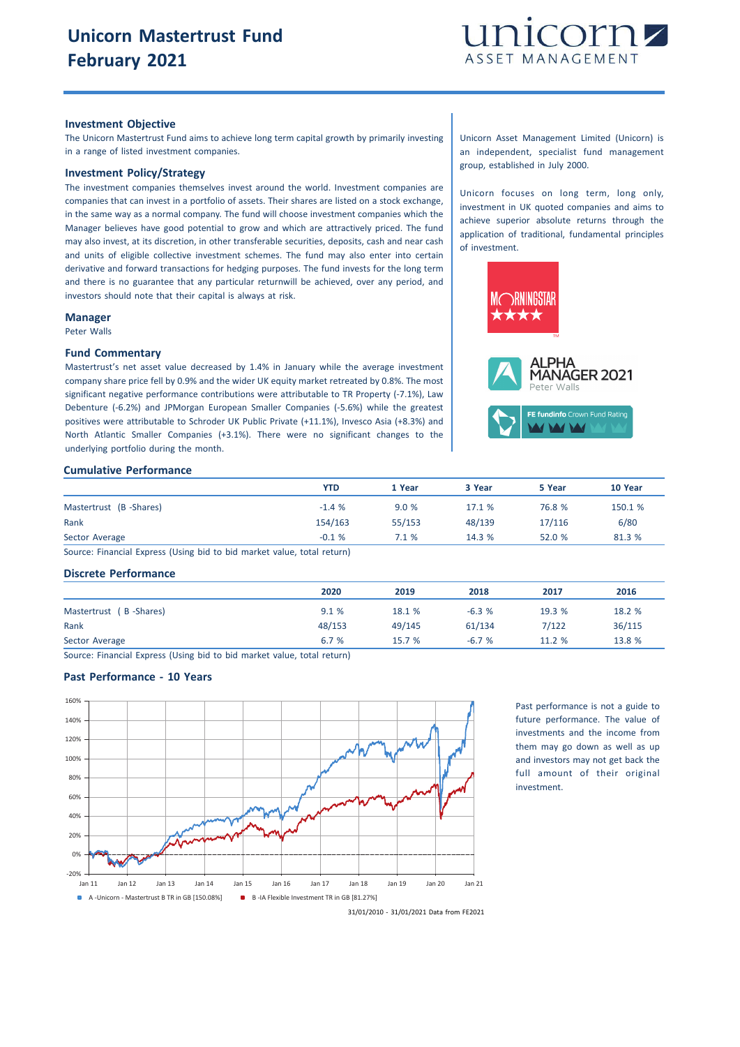# Unicorn Mastertrust Fund
# February 2021

unicorn ASSET MANAGEMENT

### Investment Objective

The Unicorn Mastertrust Fund aims to achieve long term capital growth by primarily investing in a range of listed investment companies.

### Investment Policy/Strategy

The investment companies themselves invest around the world. Investment companies are companies that can invest in a portfolio of assets. Their shares are listed on a stock exchange, in the same way as a normal company. The fund will choose investment companies which the Manager believes have good potential to grow and which are attractively priced. The fund may also invest, at its discretion, in other transferable securities, deposits, cash and near cash and units of eligible collective investment schemes. The fund may also enter into certain derivative and forward transactions for hedging purposes. The fund invests for the long term and there is no guarantee that any particular returnwill be achieved, over any period, and investors should note that their capital is always at risk.

### Manager

Peter Walls

### Fund Commentary

Mastertrust's net asset value decreased by 1.4% in January while the average investment company share price fell by 0.9% and the wider UK equity market retreated by 0.8%. The most significant negative performance contributions were attributable to TR Property (-7.1%), Law Debenture (-6.2%) and JPMorgan European Smaller Companies (-5.6%) while the greatest positives were attributable to Schroder UK Public Private (+11.1%), Invesco Asia (+8.3%) and North Atlantic Smaller Companies (+3.1%). There were no significant changes to the underlying portfolio during the month.

Unicorn Asset Management Limited (Unicorn) is an independent, specialist fund management group, established in July 2000.

Unicorn focuses on long term, long only, investment in UK quoted companies and aims to achieve superior absolute returns through the application of traditional, fundamental principles of investment.

MORNINGSTAR ★★★★

ALPHA MANAGER 2021 Peter Walls

FE fundinfo Crown Fund Rating

### Cumulative Performance

| | YTD | 1 Year | 3 Year | 5 Year | 10 Year |
|---|---|---|---|---|---|
| Mastertrust (B -Shares) | -1.4 % | 9.0 % | 17.1 % | 76.8 % | 150.1 % |
| Rank | 154/163 | 55/153 | 48/139 | 17/116 | 6/80 |
| Sector Average | -0.1 % | 7.1 % | 14.3 % | 52.0 % | 81.3 % |

Source: Financial Express (Using bid to bid market value, total return)

### Discrete Performance

| | 2020 | 2019 | 2018 | 2017 | 2016 |
|---|---|---|---|---|---|
| Mastertrust ( B -Shares) | 9.1 % | 18.1 % | -6.3 % | 19.3 % | 18.2 % |
| Rank | 48/153 | 49/145 | 61/134 | 7/122 | 36/115 |
| Sector Average | 6.7 % | 15.7 % | -6.7 % | 11.2 % | 13.8 % |

Source: Financial Express (Using bid to bid market value, total return)

### Past Performance - 10 Years

A -Unicorn - Mastertrust B TR in GB [150.08%]  B -IA Flexible Investment TR in GB [81.27%]

31/01/2010 - 31/01/2021 Data from FE2021

Past performance is not a guide to future performance. The value of investments and the income from them may go down as well as up and investors may not get back the full amount of their original investment.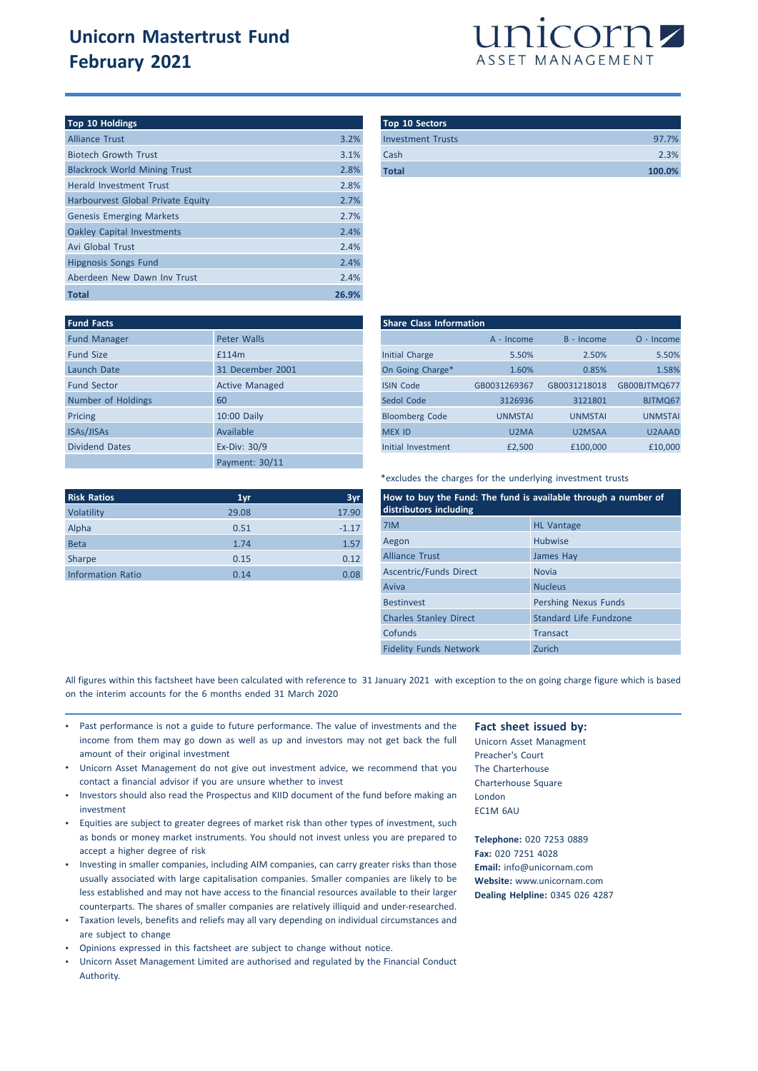# Unicorn Mastertrust Fund
# February 2021

unicorn ASSET MANAGEMENT

| Top 10 Holdings | |
|---|---|
| Alliance Trust | 3.2% |
| Biotech Growth Trust | 3.1% |
| Blackrock World Mining Trust | 2.8% |
| Herald Investment Trust | 2.8% |
| Harbourvest Global Private Equity | 2.7% |
| Genesis Emerging Markets | 2.7% |
| Oakley Capital Investments | 2.4% |
| Avi Global Trust | 2.4% |
| Hipgnosis Songs Fund | 2.4% |
| Aberdeen New Dawn Inv Trust | 2.4% |
| **Total** | **26.9%** |

| Top 10 Sectors | |
|---|---|
| Investment Trusts | 97.7% |
| Cash | 2.3% |
| **Total** | **100.0%** |

| Fund Facts | |
|---|---|
| Fund Manager | Peter Walls |
| Fund Size | £114m |
| Launch Date | 31 December 2001 |
| Fund Sector | Active Managed |
| Number of Holdings | 60 |
| Pricing | 10:00 Daily |
| ISAs/JISAs | Available |
| Dividend Dates | Ex-Div: 30/9 |
| | Payment: 30/11 |

| Share Class Information | A - Income | B - Income | O - Income |
|---|---|---|---|
| Initial Charge | 5.50% | 2.50% | 5.50% |
| On Going Charge* | 1.60% | 0.85% | 1.58% |
| ISIN Code | GB0031269367 | GB0031218018 | GB00BJTMQ677 |
| Sedol Code | 3126936 | 3121801 | BJTMQ67 |
| Bloomberg Code | UNMSTAI | UNMSTAI | UNMSTAI |
| MEX ID | U2MA | U2MSAA | U2AAAD |
| Initial Investment | £2,500 | £100,000 | £10,000 |

*excludes the charges for the underlying investment trusts

| Risk Ratios | 1yr | 3yr |
|---|---|---|
| Volatility | 29.08 | 17.90 |
| Alpha | 0.51 | -1.17 |
| Beta | 1.74 | 1.57 |
| Sharpe | 0.15 | 0.12 |
| Information Ratio | 0.14 | 0.08 |

| How to buy the Fund: The fund is available through a number of distributors including | |
|---|---|
| 7IM | HL Vantage |
| Aegon | Hubwise |
| Alliance Trust | James Hay |
| Ascentric/Funds Direct | Novia |
| Aviva | Nucleus |
| Bestinvest | Pershing Nexus Funds |
| Charles Stanley Direct | Standard Life Fundzone |
| Cofunds | Transact |
| Fidelity Funds Network | Zurich |

All figures within this factsheet have been calculated with reference to 31 January 2021 with exception to the on going charge figure which is based on the interim accounts for the 6 months ended 31 March 2020

- Past performance is not a guide to future performance. The value of investments and the income from them may go down as well as up and investors may not get back the full amount of their original investment
- Unicorn Asset Management do not give out investment advice, we recommend that you contact a financial advisor if you are unsure whether to invest
- Investors should also read the Prospectus and KIID document of the fund before making an investment
- Equities are subject to greater degrees of market risk than other types of investment, such as bonds or money market instruments. You should not invest unless you are prepared to accept a higher degree of risk
- Investing in smaller companies, including AIM companies, can carry greater risks than those usually associated with large capitalisation companies. Smaller companies are likely to be less established and may not have access to the financial resources available to their larger counterparts. The shares of smaller companies are relatively illiquid and under-researched.
- Taxation levels, benefits and reliefs may all vary depending on individual circumstances and are subject to change
- Opinions expressed in this factsheet are subject to change without notice.
- Unicorn Asset Management Limited are authorised and regulated by the Financial Conduct Authority.

**Fact sheet issued by:**

Unicorn Asset Managment
Preacher's Court
The Charterhouse
Charterhouse Square
London
EC1M 6AU

**Telephone:** 020 7253 0889
**Fax:** 020 7251 4028
**Email:** info@unicornam.com
**Website:** www.unicornam.com
**Dealing Helpline:** 0345 026 4287